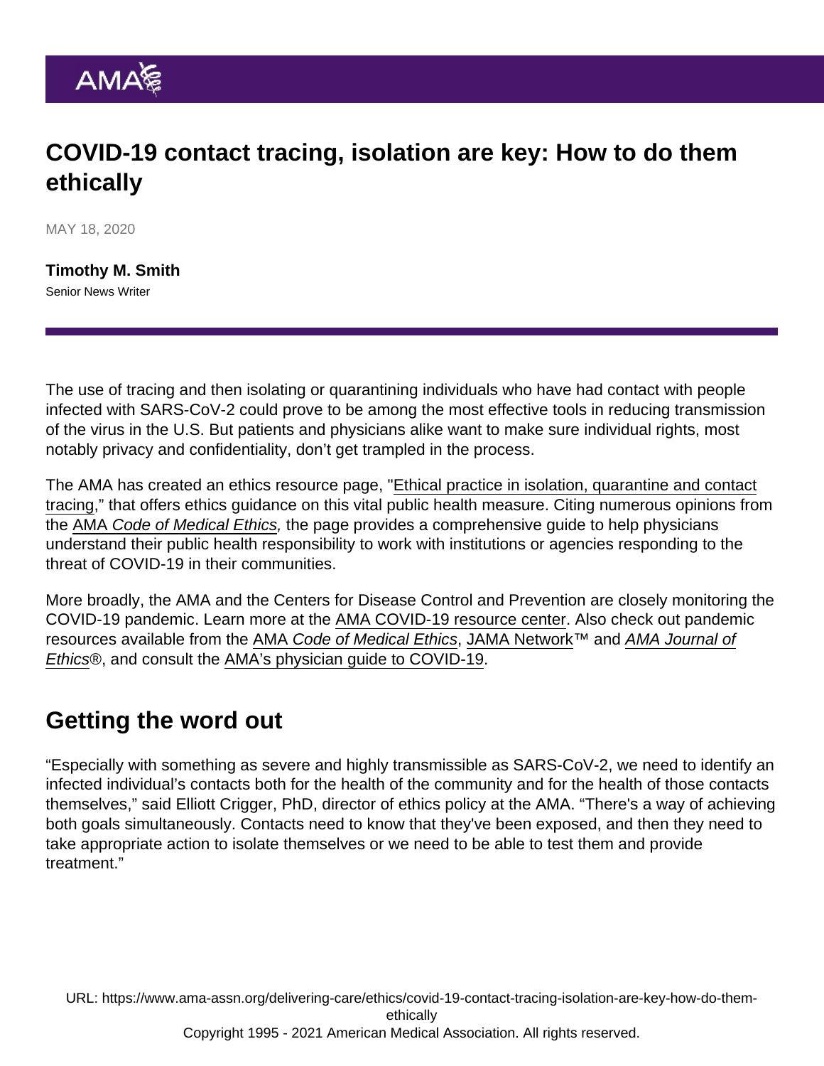# COVID-19 contact tracing, isolation are key: How to do them ethically

MAY 18, 2020

**Timothy M. Smith**
Senior News Writer

The use of tracing and then isolating or quarantining individuals who have had contact with people infected with SARS-CoV-2 could prove to be among the most effective tools in reducing transmission of the virus in the U.S. But patients and physicians alike want to make sure individual rights, most notably privacy and confidentiality, don't get trampled in the process.

The AMA has created an ethics resource page, "Ethical practice in isolation, quarantine and contact tracing," that offers ethics guidance on this vital public health measure. Citing numerous opinions from the AMA *Code of Medical Ethics,* the page provides a comprehensive guide to help physicians understand their public health responsibility to work with institutions or agencies responding to the threat of COVID-19 in their communities.

More broadly, the AMA and the Centers for Disease Control and Prevention are closely monitoring the COVID-19 pandemic. Learn more at the AMA COVID-19 resource center. Also check out pandemic resources available from the AMA *Code of Medical Ethics*, JAMA Network™ and *AMA Journal of Ethics*®, and consult the AMA's physician guide to COVID-19.

## Getting the word out

"Especially with something as severe and highly transmissible as SARS-CoV-2, we need to identify an infected individual's contacts both for the health of the community and for the health of those contacts themselves," said Elliott Crigger, PhD, director of ethics policy at the AMA. "There's a way of achieving both goals simultaneously. Contacts need to know that they've been exposed, and then they need to take appropriate action to isolate themselves or we need to be able to test them and provide treatment."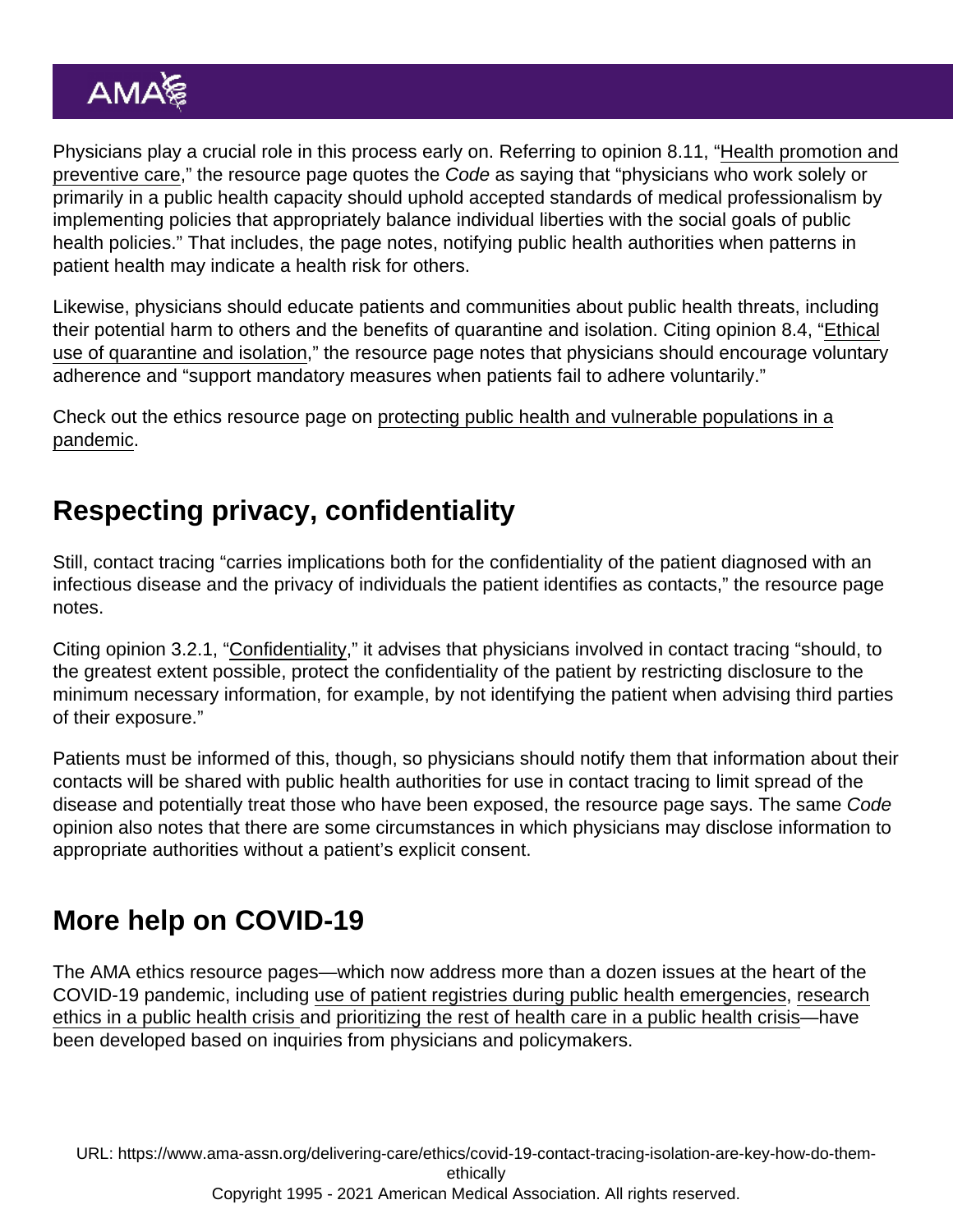Physicians play a crucial role in this process early on. Referring to opinion 8.11, "Health promotion and preventive care," the resource page quotes the *Code* as saying that "physicians who work solely or primarily in a public health capacity should uphold accepted standards of medical professionalism by implementing policies that appropriately balance individual liberties with the social goals of public health policies." That includes, the page notes, notifying public health authorities when patterns in patient health may indicate a health risk for others.

Likewise, physicians should educate patients and communities about public health threats, including their potential harm to others and the benefits of quarantine and isolation. Citing opinion 8.4, "Ethical use of quarantine and isolation," the resource page notes that physicians should encourage voluntary adherence and "support mandatory measures when patients fail to adhere voluntarily."

Check out the ethics resource page on protecting public health and vulnerable populations in a pandemic.

## Respecting privacy, confidentiality

Still, contact tracing "carries implications both for the confidentiality of the patient diagnosed with an infectious disease and the privacy of individuals the patient identifies as contacts," the resource page notes.

Citing opinion 3.2.1, "Confidentiality," it advises that physicians involved in contact tracing "should, to the greatest extent possible, protect the confidentiality of the patient by restricting disclosure to the minimum necessary information, for example, by not identifying the patient when advising third parties of their exposure."

Patients must be informed of this, though, so physicians should notify them that information about their contacts will be shared with public health authorities for use in contact tracing to limit spread of the disease and potentially treat those who have been exposed, the resource page says. The same *Code* opinion also notes that there are some circumstances in which physicians may disclose information to appropriate authorities without a patient's explicit consent.

## More help on COVID-19

The AMA ethics resource pages—which now address more than a dozen issues at the heart of the COVID-19 pandemic, including use of patient registries during public health emergencies, research ethics in a public health crisis and prioritizing the rest of health care in a public health crisis—have been developed based on inquiries from physicians and policymakers.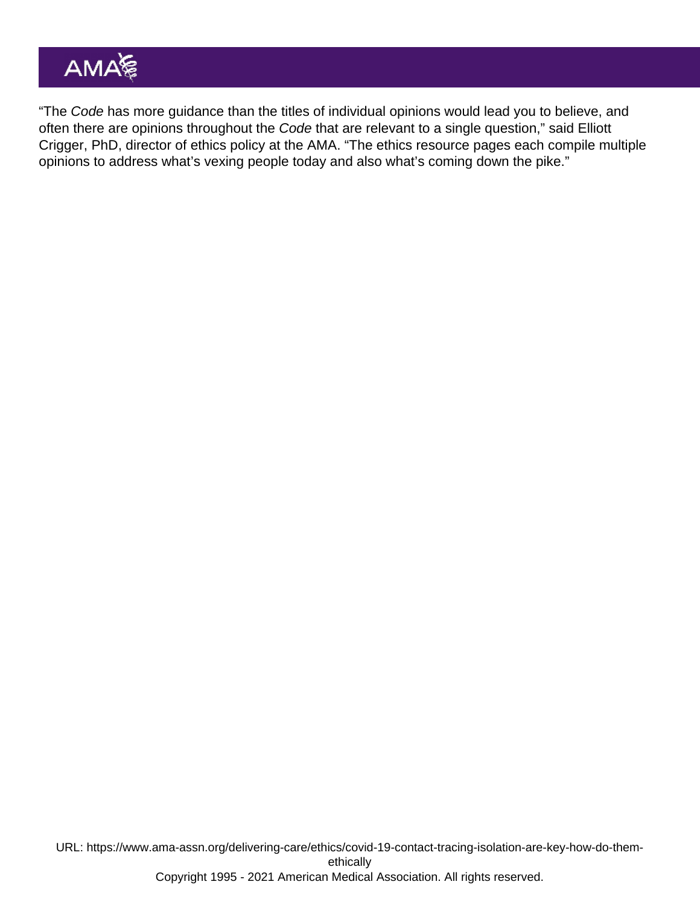"The *Code* has more guidance than the titles of individual opinions would lead you to believe, and often there are opinions throughout the *Code* that are relevant to a single question," said Elliott Crigger, PhD, director of ethics policy at the AMA. "The ethics resource pages each compile multiple opinions to address what's vexing people today and also what's coming down the pike."